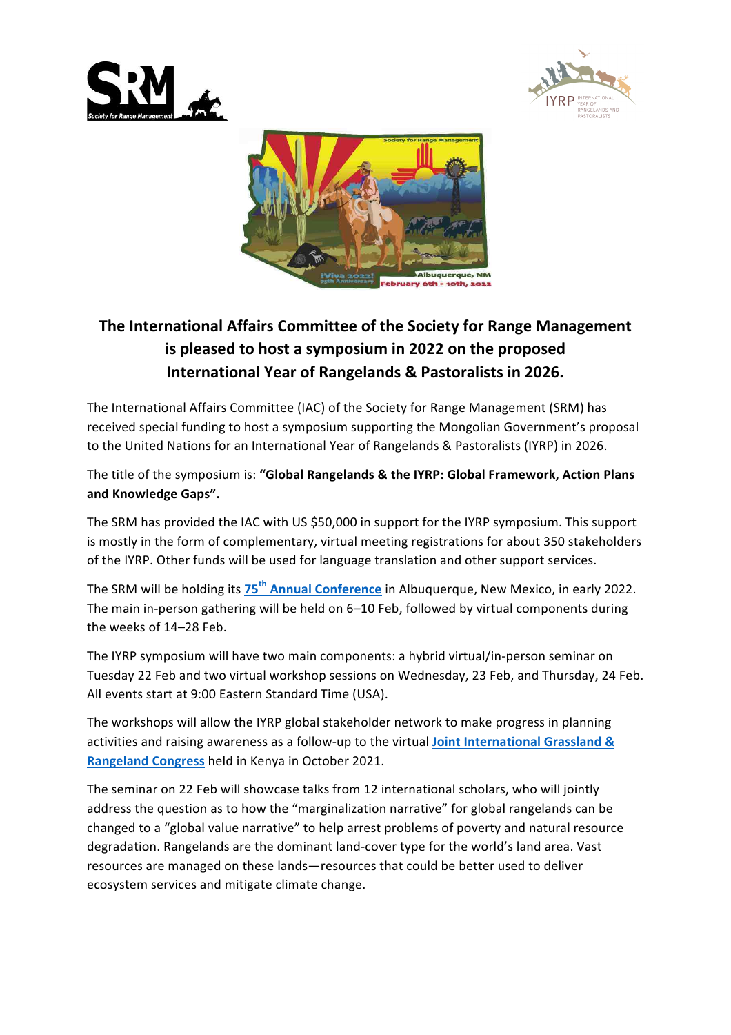**The International Affairs Committee of the Society for Range Management is pleased to host a symposium in 2022 on the proposed International Year of Rangelands & Pastoralists in 2026.**

The International Affairs Committee (IAC) of the Society for Range Management (SRM) has received special funding to host a symposium supporting the Mongolian Government's proposal to the United Nations for an International Year of Rangelands & Pastoralists (IYRP) in 2026.

The title of the symposium is: **"Global Rangelands & the IYRP: Global Framework, Action Plans and Knowledge Gaps".**

The SRM has provided the IAC with US $50,000 in support for the IYRP symposium. This support is mostly in the form of complementary, virtual meeting registrations for about 350 stakeholders of the IYRP. Other funds will be used for language translation and other support services.

The SRM will be holding its **75th Annual Conference** in Albuquerque, New Mexico, in early 2022. The main in-person gathering will be held on 6–10 Feb, followed by virtual components during the weeks of 14–28 Feb.

The IYRP symposium will have two main components: a hybrid virtual/in-person seminar on Tuesday 22 Feb and two virtual workshop sessions on Wednesday, 23 Feb, and Thursday, 24 Feb. All events start at 9:00 Eastern Standard Time (USA).

The workshops will allow the IYRP global stakeholder network to make progress in planning activities and raising awareness as a follow-up to the virtual **Joint International Grassland & Rangeland Congress** held in Kenya in October 2021.

The seminar on 22 Feb will showcase talks from 12 international scholars, who will jointly address the question as to how the "marginalization narrative" for global rangelands can be changed to a "global value narrative" to help arrest problems of poverty and natural resource degradation. Rangelands are the dominant land-cover type for the world's land area. Vast resources are managed on these lands—resources that could be better used to deliver ecosystem services and mitigate climate change.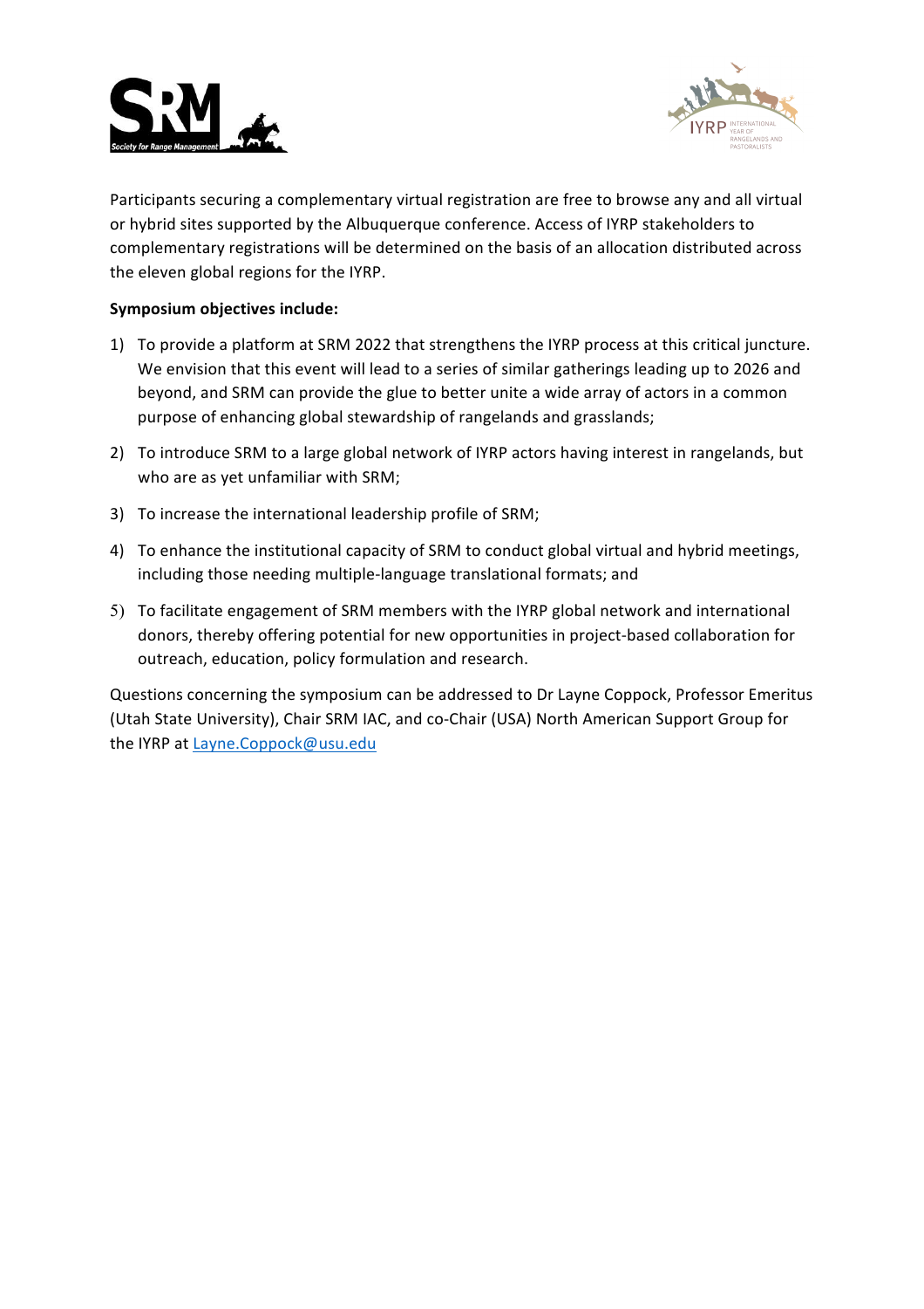Participants securing a complementary virtual registration are free to browse any and all virtual or hybrid sites supported by the Albuquerque conference. Access of IYRP stakeholders to complementary registrations will be determined on the basis of an allocation distributed across the eleven global regions for the IYRP.

**Symposium objectives include:**

1) To provide a platform at SRM 2022 that strengthens the IYRP process at this critical juncture. We envision that this event will lead to a series of similar gatherings leading up to 2026 and beyond, and SRM can provide the glue to better unite a wide array of actors in a common purpose of enhancing global stewardship of rangelands and grasslands;
2) To introduce SRM to a large global network of IYRP actors having interest in rangelands, but who are as yet unfamiliar with SRM;
3) To increase the international leadership profile of SRM;
4) To enhance the institutional capacity of SRM to conduct global virtual and hybrid meetings, including those needing multiple-language translational formats; and
5) To facilitate engagement of SRM members with the IYRP global network and international donors, thereby offering potential for new opportunities in project-based collaboration for outreach, education, policy formulation and research.

Questions concerning the symposium can be addressed to Dr Layne Coppock, Professor Emeritus (Utah State University), Chair SRM IAC, and co-Chair (USA) North American Support Group for the IYRP at Layne.Coppock@usu.edu